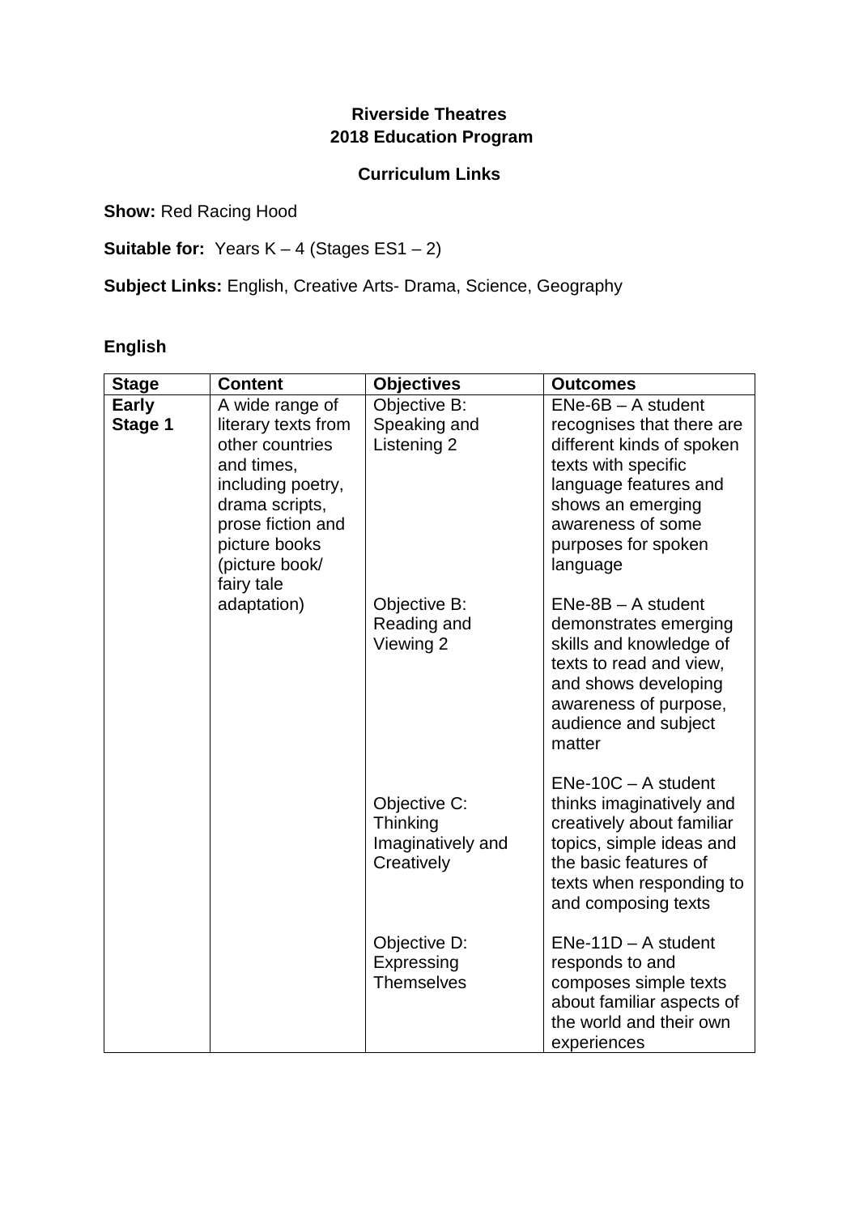**Riverside Theatres**
**2018 Education Program**

**Curriculum Links**

**Show:** Red Racing Hood

**Suitable for:** Years K – 4 (Stages ES1 – 2)

**Subject Links:** English, Creative Arts- Drama, Science, Geography

## English

| Stage | Content | Objectives | Outcomes |
|---|---|---|---|
| **Early Stage 1** | A wide range of literary texts from other countries and times, including poetry, drama scripts, prose fiction and picture books (picture book/ fairy tale adaptation) | Objective B: Speaking and Listening 2 | ENe-6B – A student recognises that there are different kinds of spoken texts with specific language features and shows an emerging awareness of some purposes for spoken language |
| | | Objective B: Reading and Viewing 2 | ENe-8B – A student demonstrates emerging skills and knowledge of texts to read and view, and shows developing awareness of purpose, audience and subject matter |
| | | Objective C: Thinking Imaginatively and Creatively | ENe-10C – A student thinks imaginatively and creatively about familiar topics, simple ideas and the basic features of texts when responding to and composing texts |
| | | Objective D: Expressing Themselves | ENe-11D – A student responds to and composes simple texts about familiar aspects of the world and their own experiences |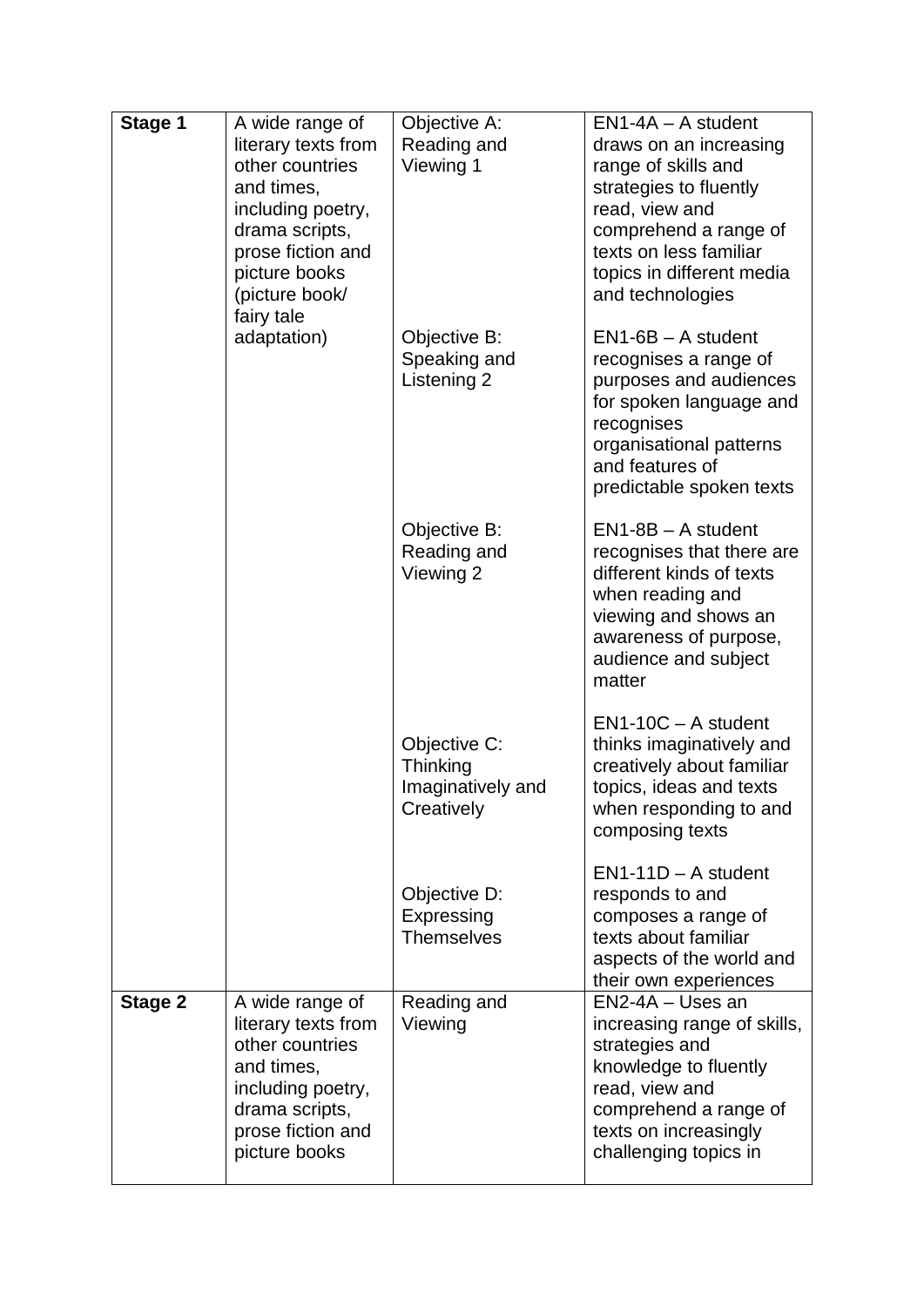| **Stage 1** | A wide range of literary texts from other countries and times, including poetry, drama scripts, prose fiction and picture books (picture book/ fairy tale adaptation) | Objective A: Reading and Viewing 1 | EN1-4A – A student draws on an increasing range of skills and strategies to fluently read, view and comprehend a range of texts on less familiar topics in different media and technologies |
|---|---|---|---|
| | | Objective B: Speaking and Listening 2 | EN1-6B – A student recognises a range of purposes and audiences for spoken language and recognises organisational patterns and features of predictable spoken texts |
| | | Objective B: Reading and Viewing 2 | EN1-8B – A student recognises that there are different kinds of texts when reading and viewing and shows an awareness of purpose, audience and subject matter |
| | | Objective C: Thinking Imaginatively and Creatively | EN1-10C – A student thinks imaginatively and creatively about familiar topics, ideas and texts when responding to and composing texts |
| | | Objective D: Expressing Themselves | EN1-11D – A student responds to and composes a range of texts about familiar aspects of the world and their own experiences |
| **Stage 2** | A wide range of literary texts from other countries and times, including poetry, drama scripts, prose fiction and picture books | Reading and Viewing | EN2-4A – Uses an increasing range of skills, strategies and knowledge to fluently read, view and comprehend a range of texts on increasingly challenging topics in |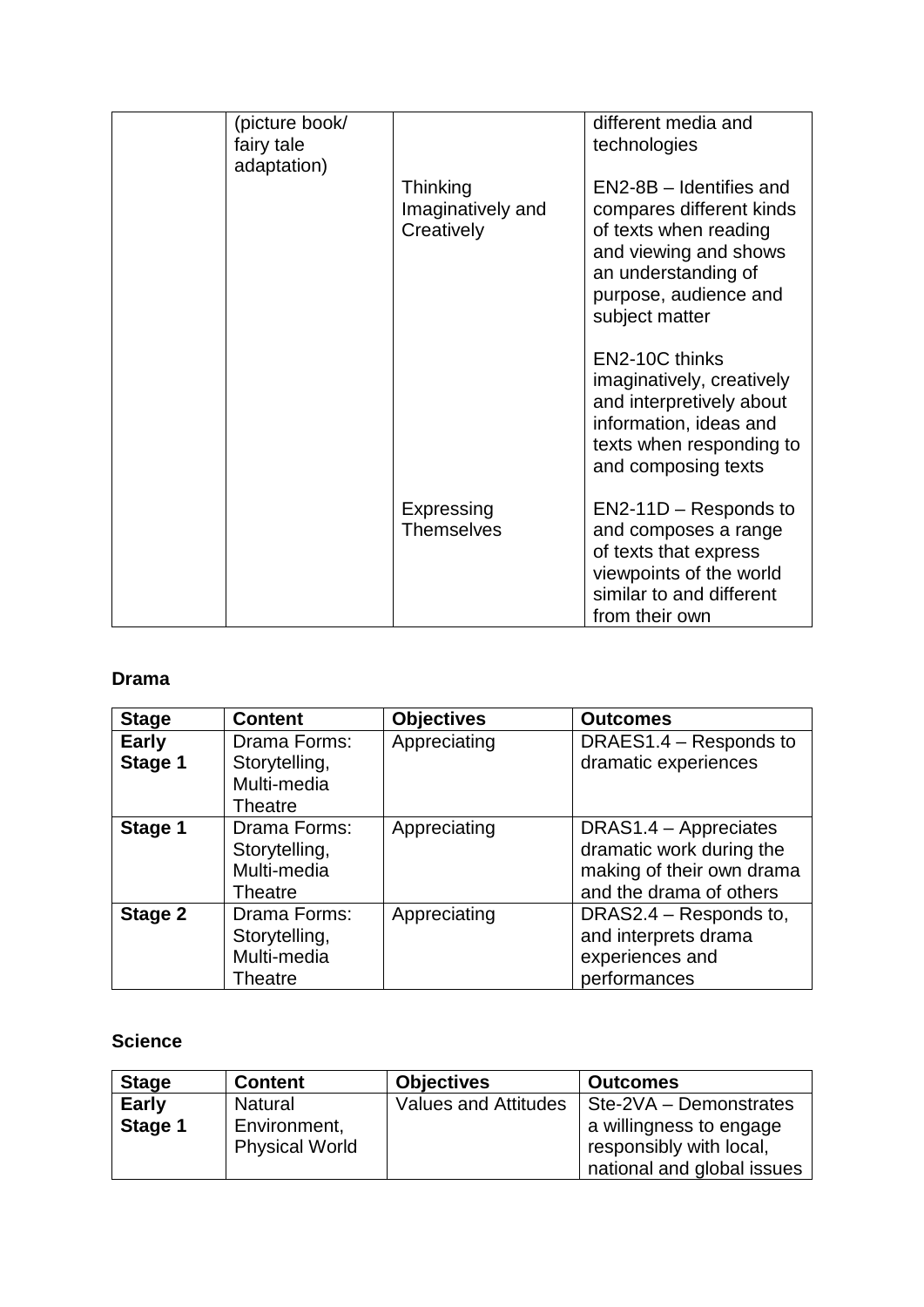| | | | |
|---|---|---|---|
| | (picture book/ fairy tale adaptation) | | different media and technologies |
| | | Thinking Imaginatively and Creatively | EN2-8B – Identifies and compares different kinds of texts when reading and viewing and shows an understanding of purpose, audience and subject matter<br><br>EN2-10C thinks imaginatively, creatively and interpretively about information, ideas and texts when responding to and composing texts |
| | | Expressing Themselves | EN2-11D – Responds to and composes a range of texts that express viewpoints of the world similar to and different from their own |

**Drama**

| Stage | Content | Objectives | Outcomes |
|---|---|---|---|
| **Early Stage 1** | Drama Forms: Storytelling, Multi-media Theatre | Appreciating | DRAES1.4 – Responds to dramatic experiences |
| **Stage 1** | Drama Forms: Storytelling, Multi-media Theatre | Appreciating | DRAS1.4 – Appreciates dramatic work during the making of their own drama and the drama of others |
| **Stage 2** | Drama Forms: Storytelling, Multi-media Theatre | Appreciating | DRAS2.4 – Responds to, and interprets drama experiences and performances |

**Science**

| Stage | Content | Objectives | Outcomes |
|---|---|---|---|
| **Early Stage 1** | Natural Environment, Physical World | Values and Attitudes | Ste-2VA – Demonstrates a willingness to engage responsibly with local, national and global issues |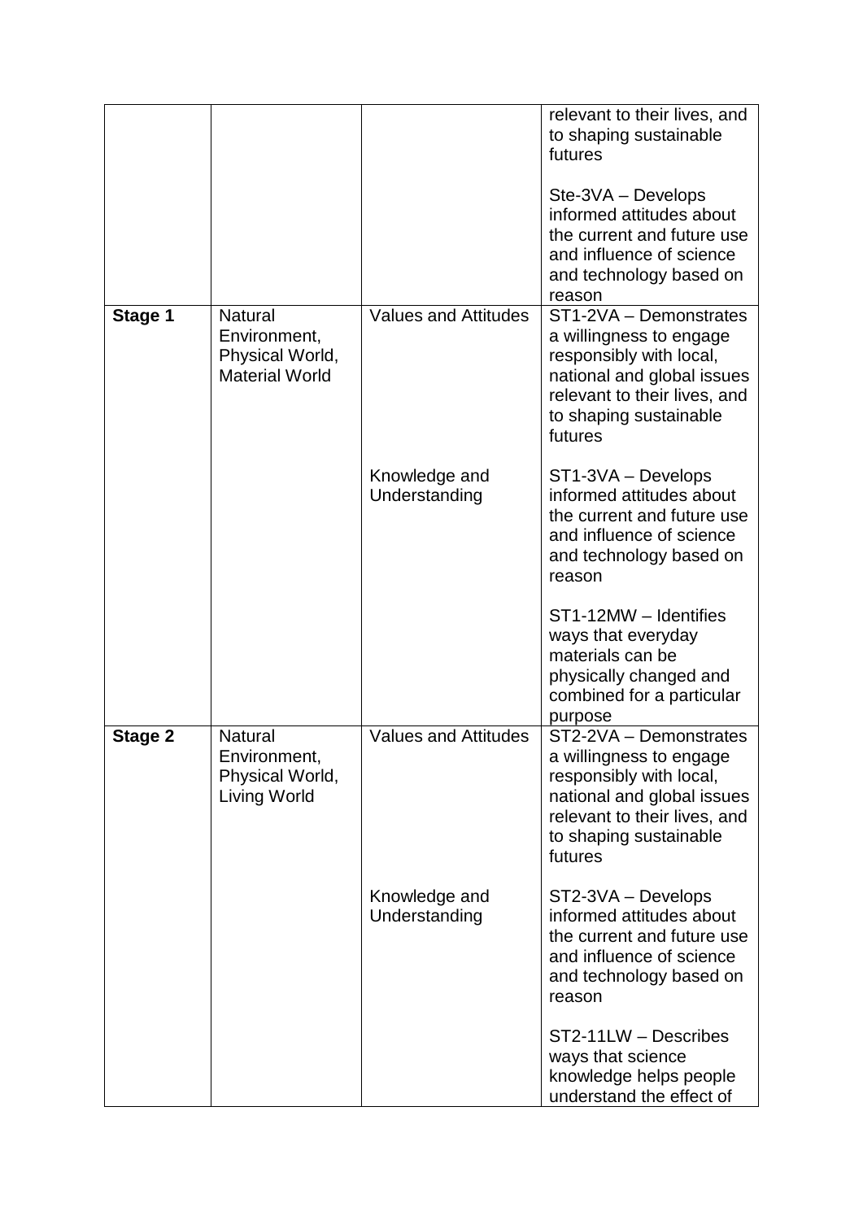| | | | |
|---|---|---|---|
| | | | relevant to their lives, and to shaping sustainable futures<br><br>Ste-3VA – Develops informed attitudes about the current and future use and influence of science and technology based on reason |
| **Stage 1** | Natural Environment, Physical World, Material World | Values and Attitudes | ST1-2VA – Demonstrates a willingness to engage responsibly with local, national and global issues relevant to their lives, and to shaping sustainable futures |
| | | Knowledge and Understanding | ST1-3VA – Develops informed attitudes about the current and future use and influence of science and technology based on reason<br><br>ST1-12MW – Identifies ways that everyday materials can be physically changed and combined for a particular purpose |
| **Stage 2** | Natural Environment, Physical World, Living World | Values and Attitudes | ST2-2VA – Demonstrates a willingness to engage responsibly with local, national and global issues relevant to their lives, and to shaping sustainable futures |
| | | Knowledge and Understanding | ST2-3VA – Develops informed attitudes about the current and future use and influence of science and technology based on reason<br><br>ST2-11LW – Describes ways that science knowledge helps people understand the effect of |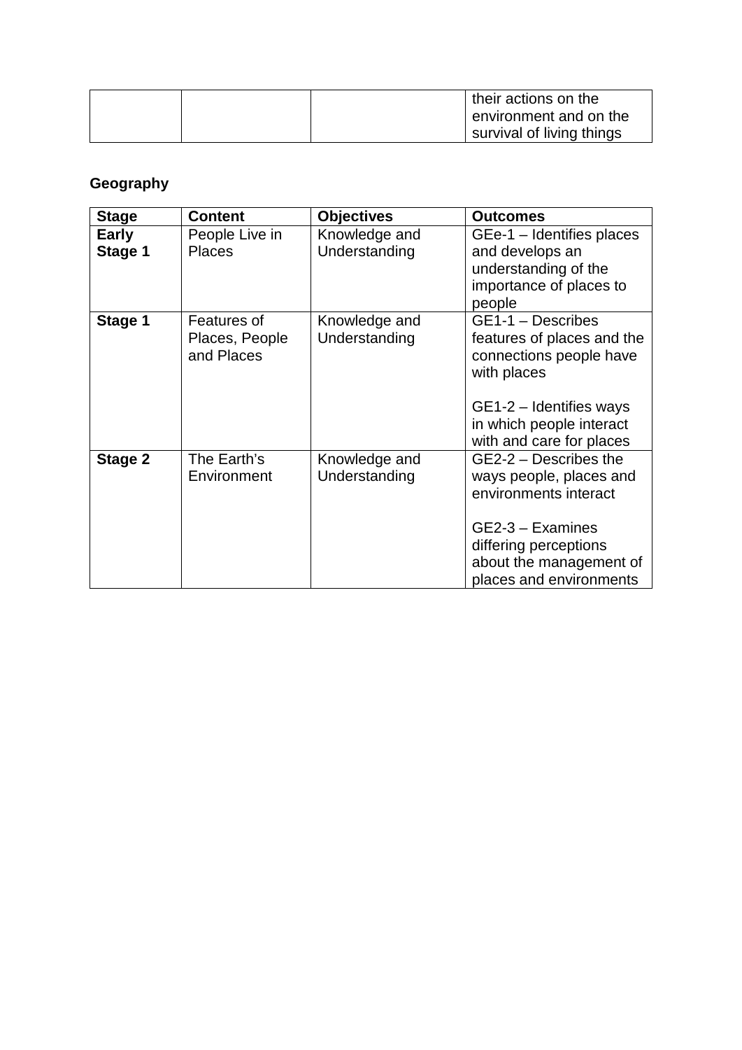| | | | |
|---|---|---|---|
| | | | their actions on the environment and on the survival of living things |

**Geography**

| Stage | Content | Objectives | Outcomes |
|---|---|---|---|
| **Early Stage 1** | People Live in Places | Knowledge and Understanding | GEe-1 – Identifies places and develops an understanding of the importance of places to people |
| **Stage 1** | Features of Places, People and Places | Knowledge and Understanding | GE1-1 – Describes features of places and the connections people have with places<br><br>GE1-2 – Identifies ways in which people interact with and care for places |
| **Stage 2** | The Earth's Environment | Knowledge and Understanding | GE2-2 – Describes the ways people, places and environments interact<br><br>GE2-3 – Examines differing perceptions about the management of places and environments |